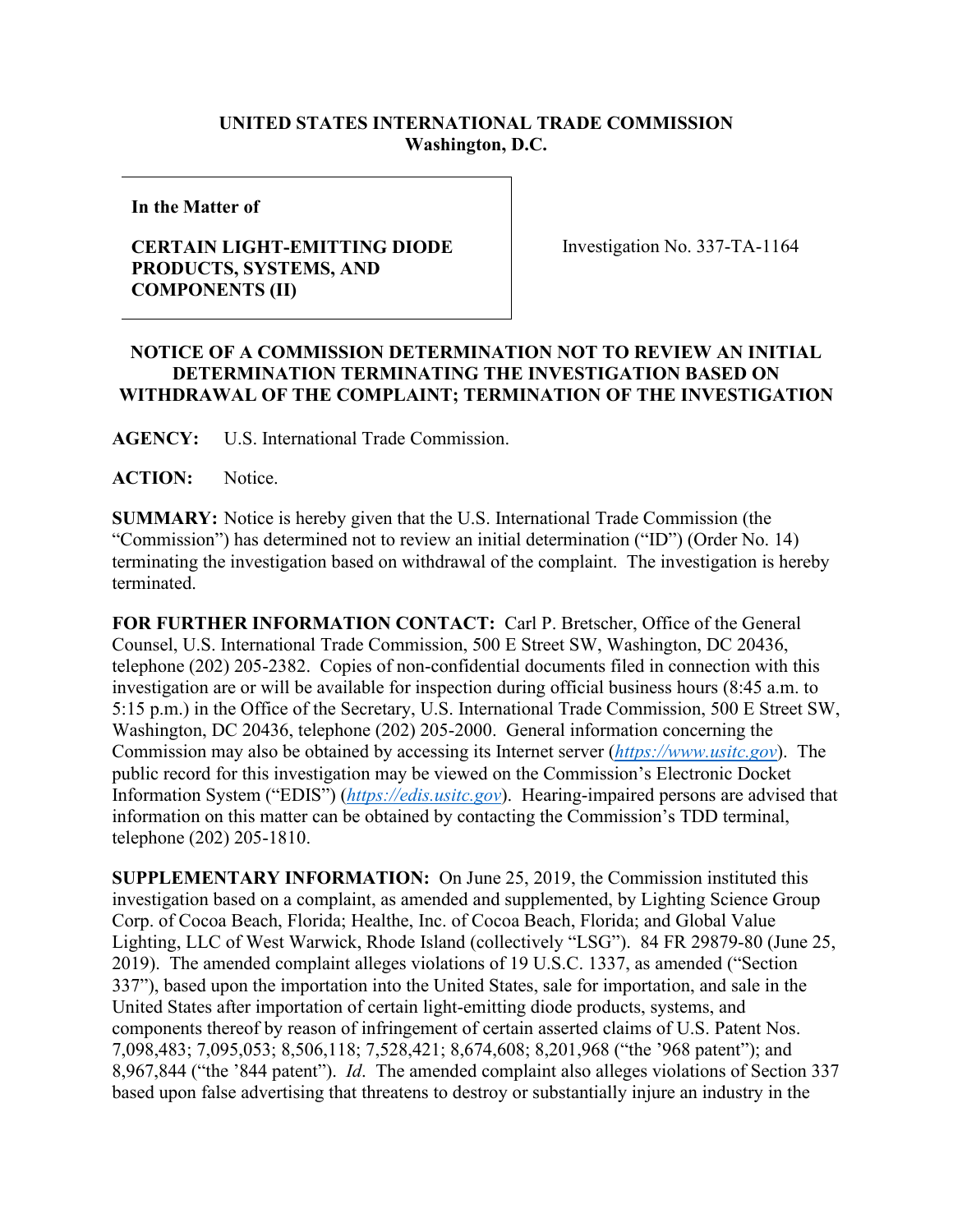**UNITED STATES INTERNATIONAL TRADE COMMISSION**
**Washington, D.C.**

| **In the Matter of** **CERTAIN LIGHT-EMITTING DIODE PRODUCTS, SYSTEMS, AND COMPONENTS (II)** | Investigation No. 337-TA-1164 |
|---|---|

**NOTICE OF A COMMISSION DETERMINATION NOT TO REVIEW AN INITIAL DETERMINATION TERMINATING THE INVESTIGATION BASED ON WITHDRAWAL OF THE COMPLAINT; TERMINATION OF THE INVESTIGATION**

**AGENCY:** U.S. International Trade Commission.

**ACTION:** Notice.

**SUMMARY:** Notice is hereby given that the U.S. International Trade Commission (the "Commission") has determined not to review an initial determination ("ID") (Order No. 14) terminating the investigation based on withdrawal of the complaint. The investigation is hereby terminated.

**FOR FURTHER INFORMATION CONTACT:** Carl P. Bretscher, Office of the General Counsel, U.S. International Trade Commission, 500 E Street SW, Washington, DC 20436, telephone (202) 205-2382. Copies of non-confidential documents filed in connection with this investigation are or will be available for inspection during official business hours (8:45 a.m. to 5:15 p.m.) in the Office of the Secretary, U.S. International Trade Commission, 500 E Street SW, Washington, DC 20436, telephone (202) 205-2000. General information concerning the Commission may also be obtained by accessing its Internet server (*https://www.usitc.gov*). The public record for this investigation may be viewed on the Commission's Electronic Docket Information System ("EDIS") (*https://edis.usitc.gov*). Hearing-impaired persons are advised that information on this matter can be obtained by contacting the Commission's TDD terminal, telephone (202) 205-1810.

**SUPPLEMENTARY INFORMATION:** On June 25, 2019, the Commission instituted this investigation based on a complaint, as amended and supplemented, by Lighting Science Group Corp. of Cocoa Beach, Florida; Healthe, Inc. of Cocoa Beach, Florida; and Global Value Lighting, LLC of West Warwick, Rhode Island (collectively "LSG"). 84 FR 29879-80 (June 25, 2019). The amended complaint alleges violations of 19 U.S.C. 1337, as amended ("Section 337"), based upon the importation into the United States, sale for importation, and sale in the United States after importation of certain light-emitting diode products, systems, and components thereof by reason of infringement of certain asserted claims of U.S. Patent Nos. 7,098,483; 7,095,053; 8,506,118; 7,528,421; 8,674,608; 8,201,968 ("the '968 patent"); and 8,967,844 ("the '844 patent"). *Id*. The amended complaint also alleges violations of Section 337 based upon false advertising that threatens to destroy or substantially injure an industry in the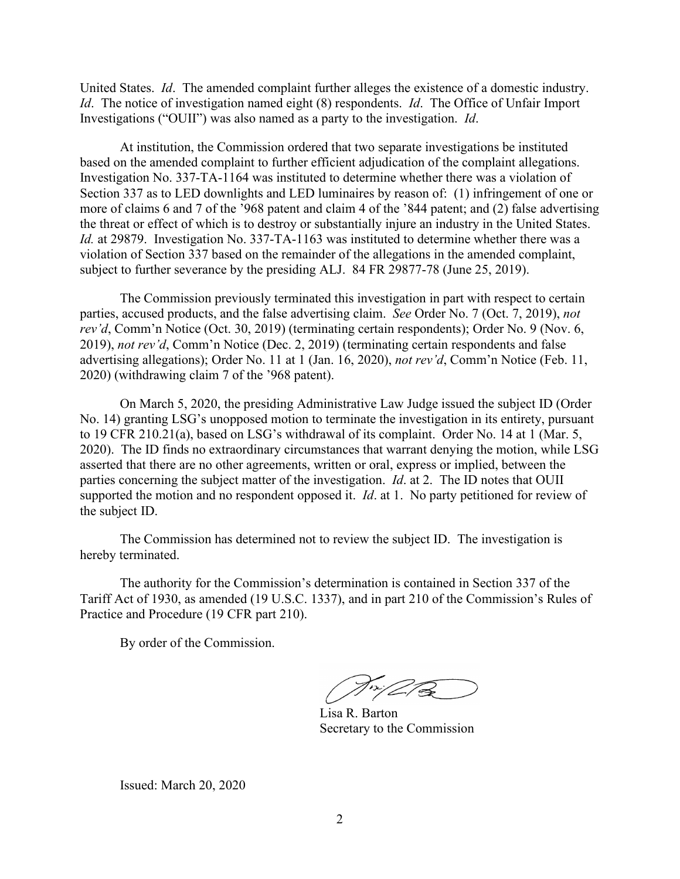United States. *Id*. The amended complaint further alleges the existence of a domestic industry. *Id*. The notice of investigation named eight (8) respondents. *Id*. The Office of Unfair Import Investigations ("OUII") was also named as a party to the investigation. *Id*.

At institution, the Commission ordered that two separate investigations be instituted based on the amended complaint to further efficient adjudication of the complaint allegations. Investigation No. 337-TA-1164 was instituted to determine whether there was a violation of Section 337 as to LED downlights and LED luminaires by reason of: (1) infringement of one or more of claims 6 and 7 of the '968 patent and claim 4 of the '844 patent; and (2) false advertising the threat or effect of which is to destroy or substantially injure an industry in the United States. *Id.* at 29879. Investigation No. 337-TA-1163 was instituted to determine whether there was a violation of Section 337 based on the remainder of the allegations in the amended complaint, subject to further severance by the presiding ALJ. 84 FR 29877-78 (June 25, 2019).

The Commission previously terminated this investigation in part with respect to certain parties, accused products, and the false advertising claim. *See* Order No. 7 (Oct. 7, 2019), *not rev'd*, Comm'n Notice (Oct. 30, 2019) (terminating certain respondents); Order No. 9 (Nov. 6, 2019), *not rev'd*, Comm'n Notice (Dec. 2, 2019) (terminating certain respondents and false advertising allegations); Order No. 11 at 1 (Jan. 16, 2020), *not rev'd*, Comm'n Notice (Feb. 11, 2020) (withdrawing claim 7 of the '968 patent).

On March 5, 2020, the presiding Administrative Law Judge issued the subject ID (Order No. 14) granting LSG's unopposed motion to terminate the investigation in its entirety, pursuant to 19 CFR 210.21(a), based on LSG's withdrawal of its complaint. Order No. 14 at 1 (Mar. 5, 2020). The ID finds no extraordinary circumstances that warrant denying the motion, while LSG asserted that there are no other agreements, written or oral, express or implied, between the parties concerning the subject matter of the investigation. *Id*. at 2. The ID notes that OUII supported the motion and no respondent opposed it. *Id*. at 1. No party petitioned for review of the subject ID.

The Commission has determined not to review the subject ID. The investigation is hereby terminated.

The authority for the Commission's determination is contained in Section 337 of the Tariff Act of 1930, as amended (19 U.S.C. 1337), and in part 210 of the Commission's Rules of Practice and Procedure (19 CFR part 210).

By order of the Commission.

Lisa R. Barton
Secretary to the Commission

Issued: March 20, 2020